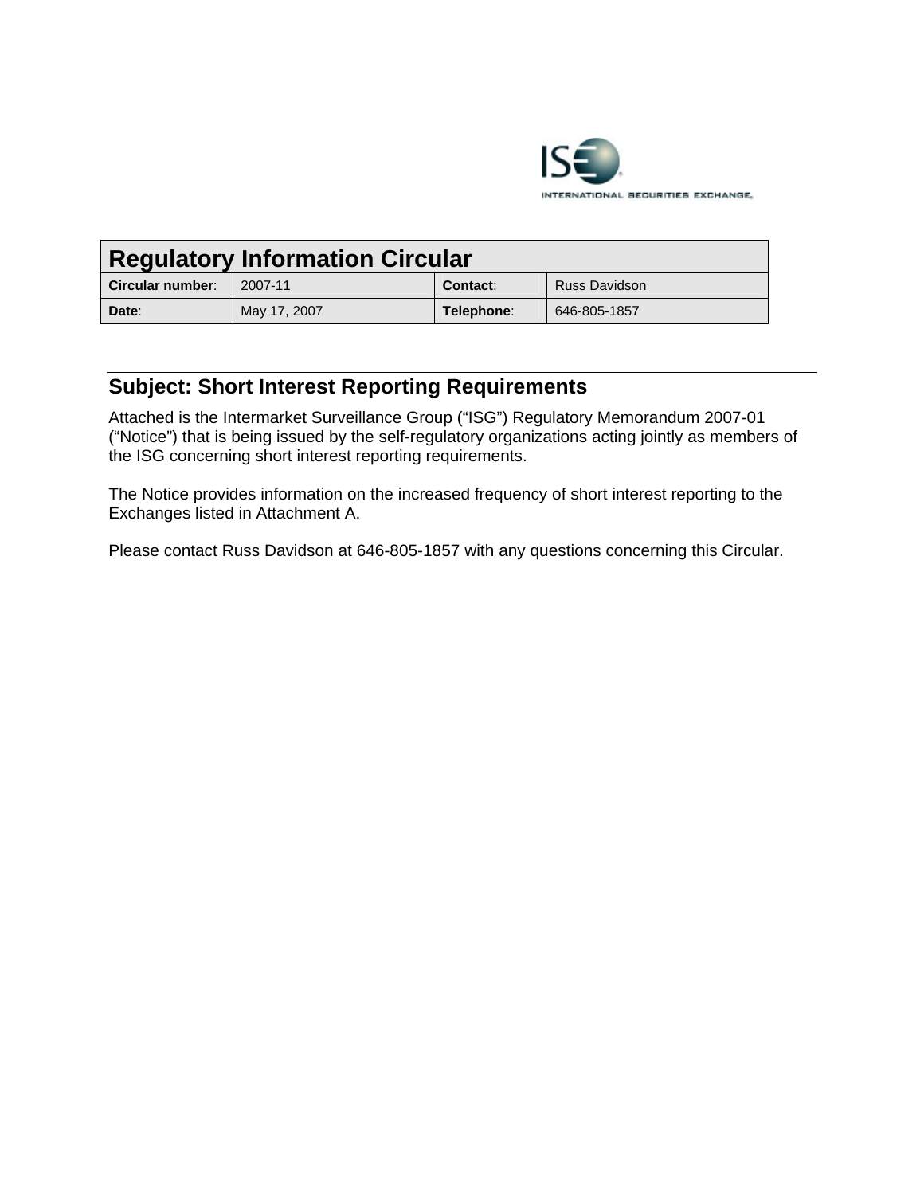ISE

INTERNATIONAL SECURITIES EXCHANGE.

| Regulatory Information Circular | | | |
|---|---|---|---|
| **Circular number**: | 2007-11 | **Contact**: | Russ Davidson |
| **Date**: | May 17, 2007 | **Telephone**: | 646-805-1857 |

## Subject: Short Interest Reporting Requirements

Attached is the Intermarket Surveillance Group ("ISG") Regulatory Memorandum 2007-01 ("Notice") that is being issued by the self-regulatory organizations acting jointly as members of the ISG concerning short interest reporting requirements.

The Notice provides information on the increased frequency of short interest reporting to the Exchanges listed in Attachment A.

Please contact Russ Davidson at 646-805-1857 with any questions concerning this Circular.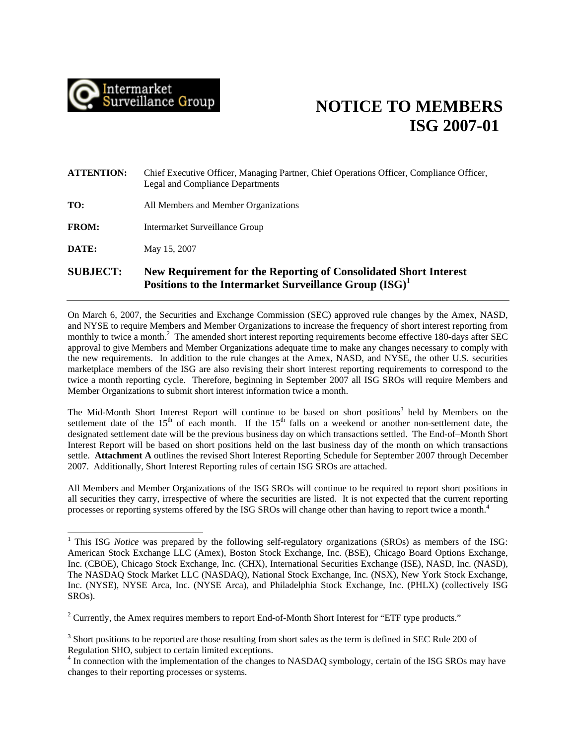Intermarket Surveillance Group

# NOTICE TO MEMBERS ISG 2007-01

**ATTENTION:** Chief Executive Officer, Managing Partner, Chief Operations Officer, Compliance Officer, Legal and Compliance Departments

**TO:** All Members and Member Organizations

**FROM:** Intermarket Surveillance Group

**DATE:** May 15, 2007

## SUBJECT: New Requirement for the Reporting of Consolidated Short Interest Positions to the Intermarket Surveillance Group (ISG)[1]

---

On March 6, 2007, the Securities and Exchange Commission (SEC) approved rule changes by the Amex, NASD, and NYSE to require Members and Member Organizations to increase the frequency of short interest reporting from monthly to twice a month.[2] The amended short interest reporting requirements become effective 180-days after SEC approval to give Members and Member Organizations adequate time to make any changes necessary to comply with the new requirements. In addition to the rule changes at the Amex, NASD, and NYSE, the other U.S. securities marketplace members of the ISG are also revising their short interest reporting requirements to correspond to the twice a month reporting cycle. Therefore, beginning in September 2007 all ISG SROs will require Members and Member Organizations to submit short interest information twice a month.

The Mid-Month Short Interest Report will continue to be based on short positions[3] held by Members on the settlement date of the 15th of each month. If the 15th falls on a weekend or another non-settlement date, the designated settlement date will be the previous business day on which transactions settled. The End-of–Month Short Interest Report will be based on short positions held on the last business day of the month on which transactions settle. **Attachment A** outlines the revised Short Interest Reporting Schedule for September 2007 through December 2007. Additionally, Short Interest Reporting rules of certain ISG SROs are attached.

All Members and Member Organizations of the ISG SROs will continue to be required to report short positions in all securities they carry, irrespective of where the securities are listed. It is not expected that the current reporting processes or reporting systems offered by the ISG SROs will change other than having to report twice a month.[4]

---

[1] This ISG *Notice* was prepared by the following self-regulatory organizations (SROs) as members of the ISG: American Stock Exchange LLC (Amex), Boston Stock Exchange, Inc. (BSE), Chicago Board Options Exchange, Inc. (CBOE), Chicago Stock Exchange, Inc. (CHX), International Securities Exchange (ISE), NASD, Inc. (NASD), The NASDAQ Stock Market LLC (NASDAQ), National Stock Exchange, Inc. (NSX), New York Stock Exchange, Inc. (NYSE), NYSE Arca, Inc. (NYSE Arca), and Philadelphia Stock Exchange, Inc. (PHLX) (collectively ISG SROs).

[2] Currently, the Amex requires members to report End-of-Month Short Interest for "ETF type products."

[3] Short positions to be reported are those resulting from short sales as the term is defined in SEC Rule 200 of Regulation SHO, subject to certain limited exceptions.

[4] In connection with the implementation of the changes to NASDAQ symbology, certain of the ISG SROs may have changes to their reporting processes or systems.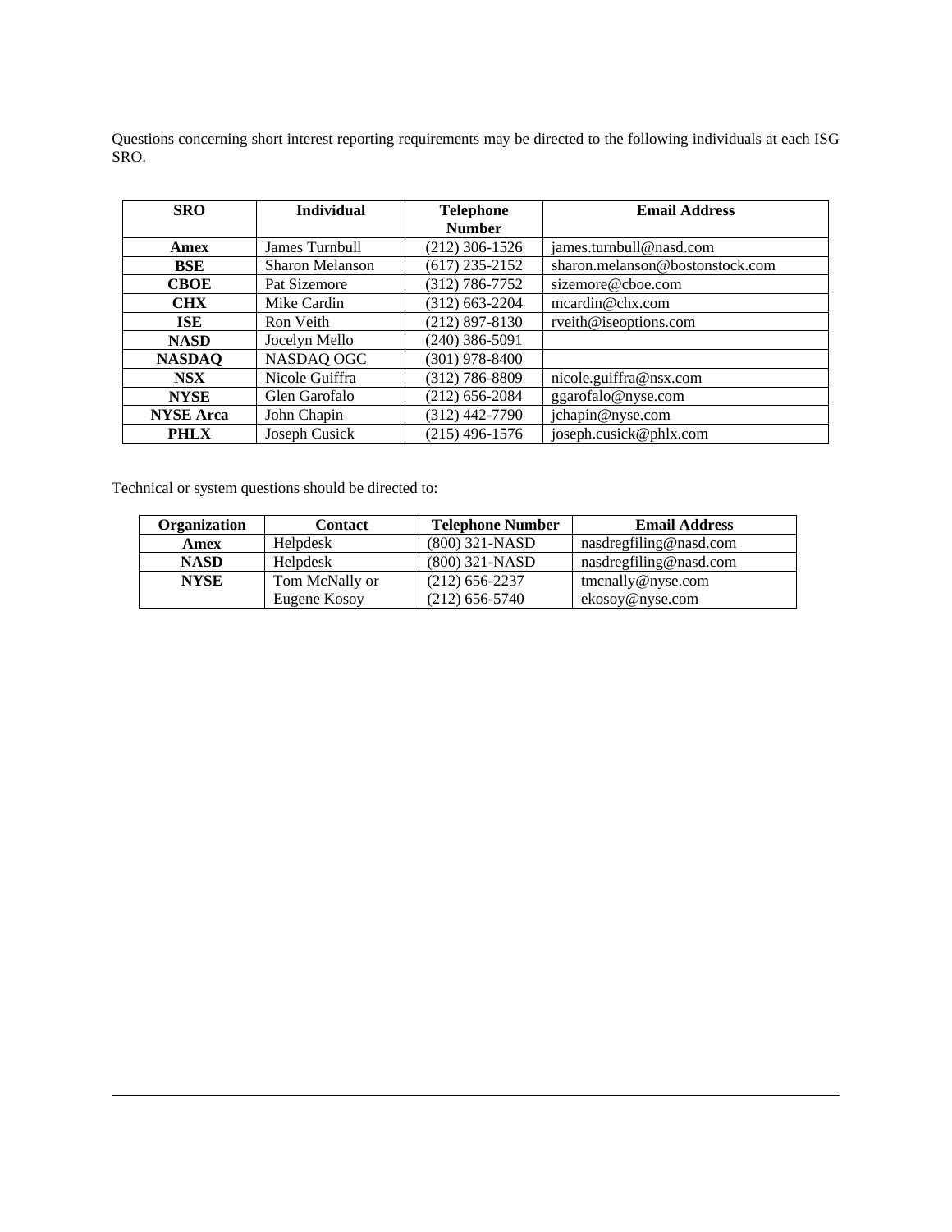Questions concerning short interest reporting requirements may be directed to the following individuals at each ISG SRO.

| SRO | Individual | Telephone Number | Email Address |
|---|---|---|---|
| **Amex** | James Turnbull | (212) 306-1526 | james.turnbull@nasd.com |
| **BSE** | Sharon Melanson | (617) 235-2152 | sharon.melanson@bostonstock.com |
| **CBOE** | Pat Sizemore | (312) 786-7752 | sizemore@cboe.com |
| **CHX** | Mike Cardin | (312) 663-2204 | mcardin@chx.com |
| **ISE** | Ron Veith | (212) 897-8130 | rveith@iseoptions.com |
| **NASD** | Jocelyn Mello | (240) 386-5091 | |
| **NASDAQ** | NASDAQ OGC | (301) 978-8400 | |
| **NSX** | Nicole Guiffra | (312) 786-8809 | nicole.guiffra@nsx.com |
| **NYSE** | Glen Garofalo | (212) 656-2084 | ggarofalo@nyse.com |
| **NYSE Arca** | John Chapin | (312) 442-7790 | jchapin@nyse.com |
| **PHLX** | Joseph Cusick | (215) 496-1576 | joseph.cusick@phlx.com |

Technical or system questions should be directed to:

| Organization | Contact | Telephone Number | Email Address |
|---|---|---|---|
| **Amex** | Helpdesk | (800) 321-NASD | nasdregfiling@nasd.com |
| **NASD** | Helpdesk | (800) 321-NASD | nasdregfiling@nasd.com |
| **NYSE** | Tom McNally or Eugene Kosoy | (212) 656-2237 (212) 656-5740 | tmcnally@nyse.com ekosoy@nyse.com |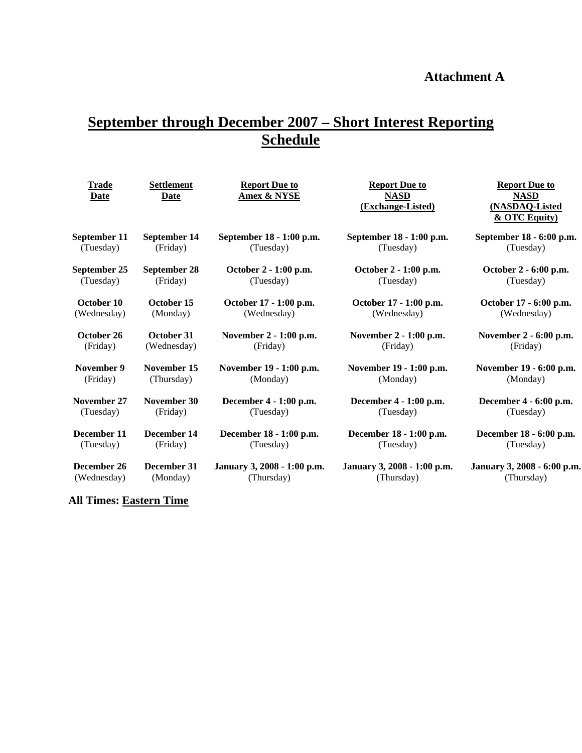**Attachment A**

# September through December 2007 – Short Interest Reporting Schedule

| Trade Date | Settlement Date | Report Due to Amex & NYSE | Report Due to NASD (Exchange-Listed) | Report Due to NASD (NASDAQ-Listed & OTC Equity) |
|---|---|---|---|---|
| **September 11** (Tuesday) | **September 14** (Friday) | **September 18 - 1:00 p.m.** (Tuesday) | **September 18 - 1:00 p.m.** (Tuesday) | **September 18 - 6:00 p.m.** (Tuesday) |
| **September 25** (Tuesday) | **September 28** (Friday) | **October 2 - 1:00 p.m.** (Tuesday) | **October 2 - 1:00 p.m.** (Tuesday) | **October 2 - 6:00 p.m.** (Tuesday) |
| **October 10** (Wednesday) | **October 15** (Monday) | **October 17 - 1:00 p.m.** (Wednesday) | **October 17 - 1:00 p.m.** (Wednesday) | **October 17 - 6:00 p.m.** (Wednesday) |
| **October 26** (Friday) | **October 31** (Wednesday) | **November 2 - 1:00 p.m.** (Friday) | **November 2 - 1:00 p.m.** (Friday) | **November 2 - 6:00 p.m.** (Friday) |
| **November 9** (Friday) | **November 15** (Thursday) | **November 19 - 1:00 p.m.** (Monday) | **November 19 - 1:00 p.m.** (Monday) | **November 19 - 6:00 p.m.** (Monday) |
| **November 27** (Tuesday) | **November 30** (Friday) | **December 4 - 1:00 p.m.** (Tuesday) | **December 4 - 1:00 p.m.** (Tuesday) | **December 4 - 6:00 p.m.** (Tuesday) |
| **December 11** (Tuesday) | **December 14** (Friday) | **December 18 - 1:00 p.m.** (Tuesday) | **December 18 - 1:00 p.m.** (Tuesday) | **December 18 - 6:00 p.m.** (Tuesday) |
| **December 26** (Wednesday) | **December 31** (Monday) | **January 3, 2008 - 1:00 p.m.** (Thursday) | **January 3, 2008 - 1:00 p.m.** (Thursday) | **January 3, 2008 - 6:00 p.m.** (Thursday) |

**All Times: Eastern Time**